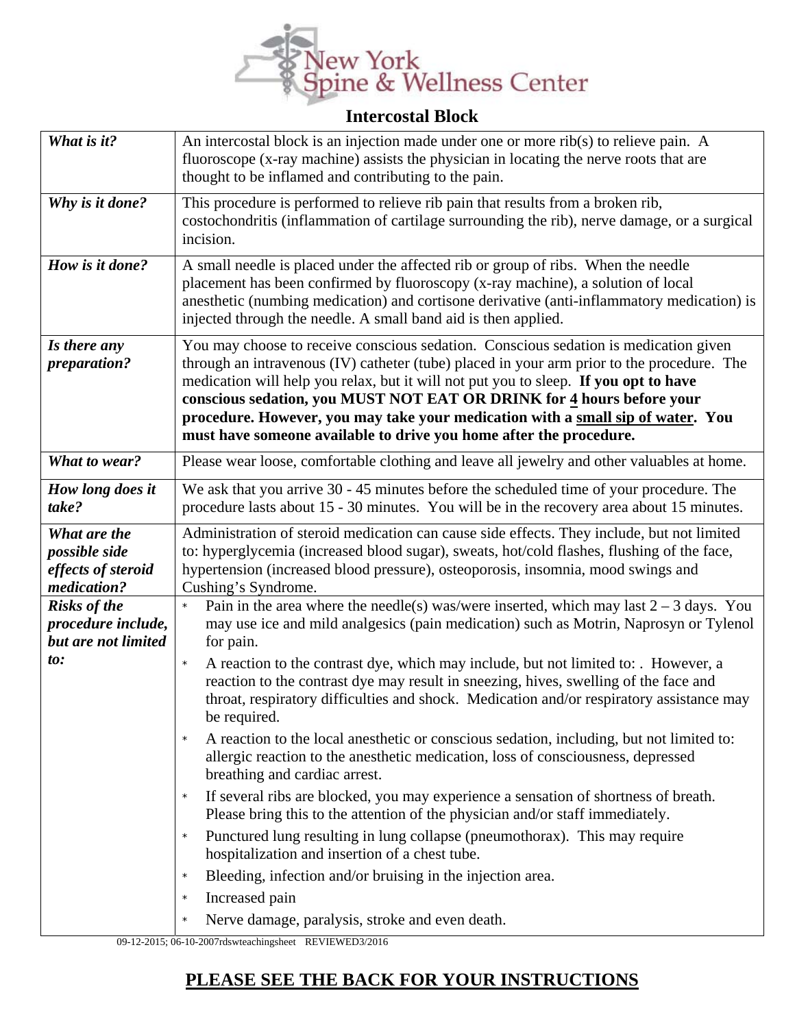# New York Spine & Wellness Center

## Intercostal Block

| | |
|---|---|
| ***What is it?*** | An intercostal block is an injection made under one or more rib(s) to relieve pain. A fluoroscope (x-ray machine) assists the physician in locating the nerve roots that are thought to be inflamed and contributing to the pain. |
| ***Why is it done?*** | This procedure is performed to relieve rib pain that results from a broken rib, costochondritis (inflammation of cartilage surrounding the rib), nerve damage, or a surgical incision. |
| ***How is it done?*** | A small needle is placed under the affected rib or group of ribs. When the needle placement has been confirmed by fluoroscopy (x-ray machine), a solution of local anesthetic (numbing medication) and cortisone derivative (anti-inflammatory medication) is injected through the needle. A small band aid is then applied. |
| ***Is there any preparation?*** | You may choose to receive conscious sedation. Conscious sedation is medication given through an intravenous (IV) catheter (tube) placed in your arm prior to the procedure. The medication will help you relax, but it will not put you to sleep. **If you opt to have conscious sedation, you MUST NOT EAT OR DRINK for <u>4</u> hours before your procedure. However, you may take your medication with a <u>small sip of water</u>. You must have someone available to drive you home after the procedure.** |
| ***What to wear?*** | Please wear loose, comfortable clothing and leave all jewelry and other valuables at home. |
| ***How long does it take?*** | We ask that you arrive 30 - 45 minutes before the scheduled time of your procedure. The procedure lasts about 15 - 30 minutes. You will be in the recovery area about 15 minutes. |
| ***What are the possible side effects of steroid medication?*** | Administration of steroid medication can cause side effects. They include, but not limited to: hyperglycemia (increased blood sugar), sweats, hot/cold flashes, flushing of the face, hypertension (increased blood pressure), osteoporosis, insomnia, mood swings and Cushing's Syndrome. |
| ***Risks of the procedure include, but are not limited to:*** | * Pain in the area where the needle(s) was/were inserted, which may last 2 – 3 days. You may use ice and mild analgesics (pain medication) such as Motrin, Naprosyn or Tylenol for pain.<br>* A reaction to the contrast dye, which may include, but not limited to: . However, a reaction to the contrast dye may result in sneezing, hives, swelling of the face and throat, respiratory difficulties and shock. Medication and/or respiratory assistance may be required.<br>* A reaction to the local anesthetic or conscious sedation, including, but not limited to: allergic reaction to the anesthetic medication, loss of consciousness, depressed breathing and cardiac arrest.<br>* If several ribs are blocked, you may experience a sensation of shortness of breath. Please bring this to the attention of the physician and/or staff immediately.<br>* Punctured lung resulting in lung collapse (pneumothorax). This may require hospitalization and insertion of a chest tube.<br>* Bleeding, infection and/or bruising in the injection area.<br>* Increased pain<br>* Nerve damage, paralysis, stroke and even death. |

09-12-2015; 06-10-2007rdswteachingsheet REVIEWED3/2016

**<u>PLEASE SEE THE BACK FOR YOUR INSTRUCTIONS</u>**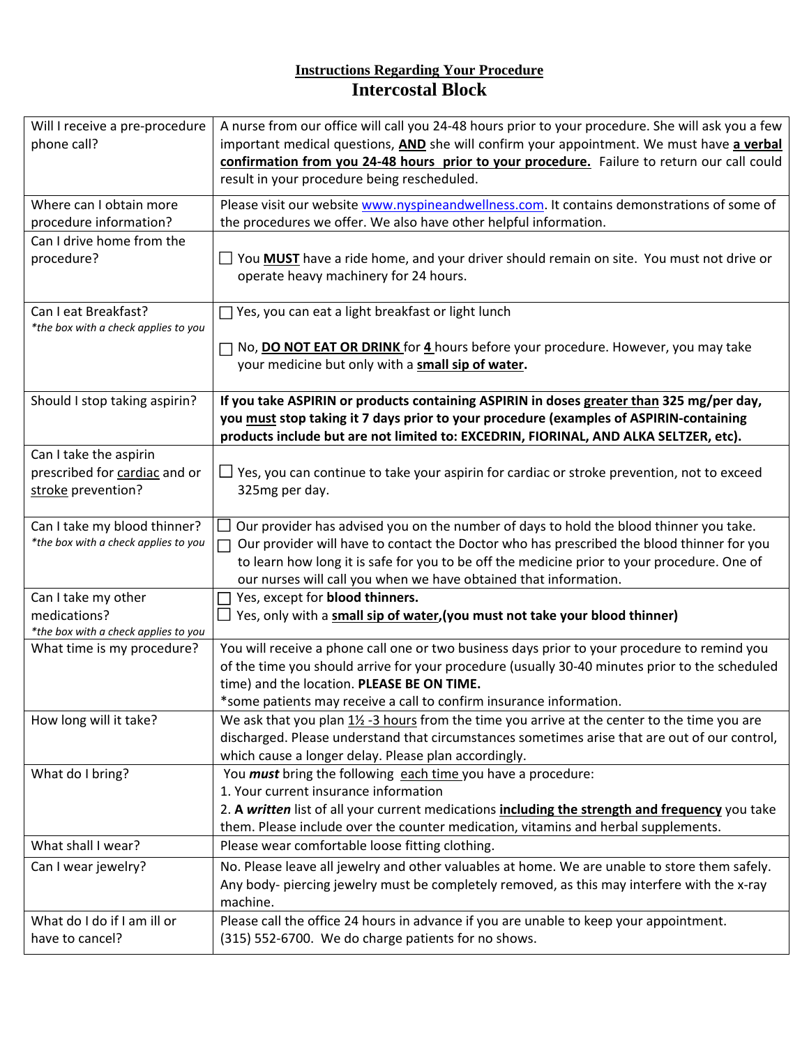**Instructions Regarding Your Procedure**

# Intercostal Block

| | |
|---|---|
| Will I receive a pre-procedure phone call? | A nurse from our office will call you 24-48 hours prior to your procedure. She will ask you a few important medical questions, **AND** she will confirm your appointment. We must have **a verbal confirmation from you 24-48 hours prior to your procedure.** Failure to return our call could result in your procedure being rescheduled. |
| Where can I obtain more procedure information? | Please visit our website www.nyspineandwellness.com. It contains demonstrations of some of the procedures we offer. We also have other helpful information. |
| Can I drive home from the procedure? | ☐ You **MUST** have a ride home, and your driver should remain on site. You must not drive or operate heavy machinery for 24 hours. |
| Can I eat Breakfast? *\*the box with a check applies to you* | ☐ Yes, you can eat a light breakfast or light lunch<br>☐ No, **DO NOT EAT OR DRINK** for **4** hours before your procedure. However, you may take your medicine but only with a **small sip of water.** |
| Should I stop taking aspirin? | **If you take ASPIRIN or products containing ASPIRIN in doses greater than 325 mg/per day, you must stop taking it 7 days prior to your procedure (examples of ASPIRIN-containing products include but are not limited to: EXCEDRIN, FIORINAL, AND ALKA SELTZER, etc).** |
| Can I take the aspirin prescribed for cardiac and or stroke prevention? | ☐ Yes, you can continue to take your aspirin for cardiac or stroke prevention, not to exceed 325mg per day. |
| Can I take my blood thinner? *\*the box with a check applies to you* | ☐ Our provider has advised you on the number of days to hold the blood thinner you take.<br>☐ Our provider will have to contact the Doctor who has prescribed the blood thinner for you to learn how long it is safe for you to be off the medicine prior to your procedure. One of our nurses will call you when we have obtained that information. |
| Can I take my other medications? *\*the box with a check applies to you* | ☐ Yes, except for **blood thinners.**<br>☐ Yes, only with a **small sip of water,(you must not take your blood thinner)** |
| What time is my procedure? | You will receive a phone call one or two business days prior to your procedure to remind you of the time you should arrive for your procedure (usually 30-40 minutes prior to the scheduled time) and the location. **PLEASE BE ON TIME.**<br>\*some patients may receive a call to confirm insurance information. |
| How long will it take? | We ask that you plan 1½ -3 hours from the time you arrive at the center to the time you are discharged. Please understand that circumstances sometimes arise that are out of our control, which cause a longer delay. Please plan accordingly. |
| What do I bring? | You ***must*** bring the following each time you have a procedure:<br>1. Your current insurance information<br>2. **A *written*** list of all your current medications **including the strength and frequency** you take them. Please include over the counter medication, vitamins and herbal supplements. |
| What shall I wear? | Please wear comfortable loose fitting clothing. |
| Can I wear jewelry? | No. Please leave all jewelry and other valuables at home. We are unable to store them safely. Any body- piercing jewelry must be completely removed, as this may interfere with the x-ray machine. |
| What do I do if I am ill or have to cancel? | Please call the office 24 hours in advance if you are unable to keep your appointment. (315) 552-6700. We do charge patients for no shows. |